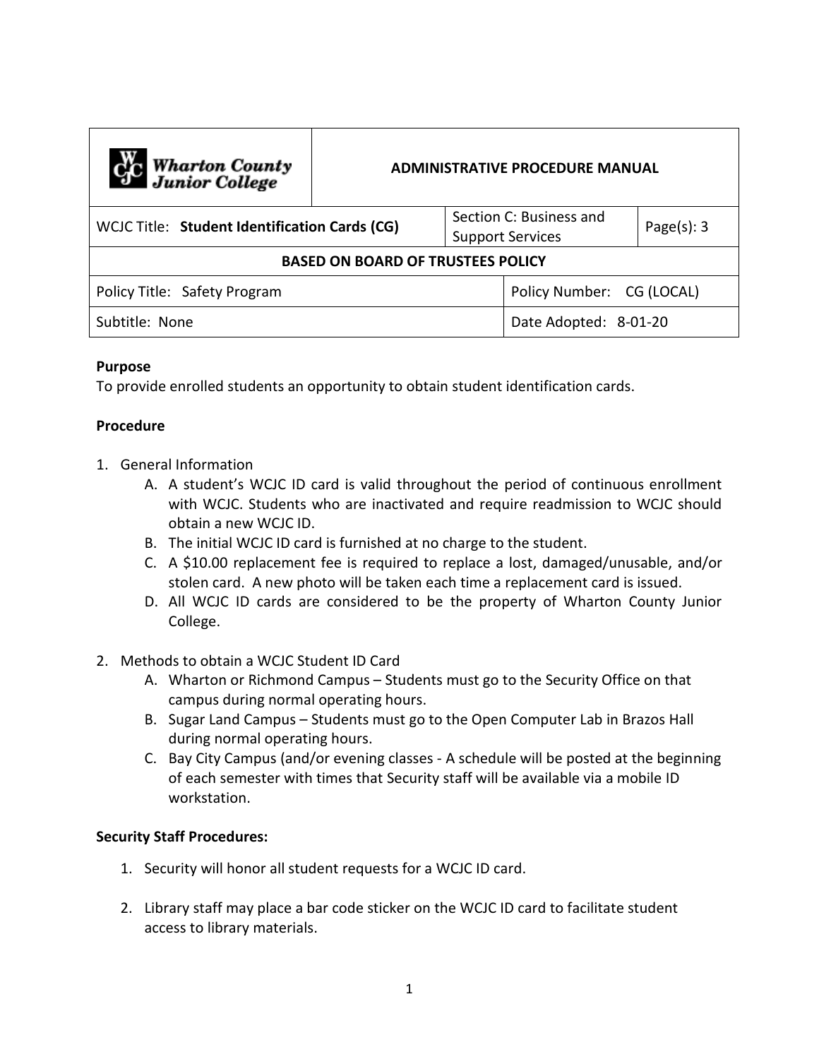| Wharton County Junior College | ADMINISTRATIVE PROCEDURE MANUAL | | |
|---|---|---|---|
| WCJC Title: **Student Identification Cards (CG)** | | Section C: Business and Support Services | Page(s): 3 |
| **BASED ON BOARD OF TRUSTEES POLICY** | | | |
| Policy Title: Safety Program | | Policy Number: CG (LOCAL) | |
| Subtitle: None | | Date Adopted: 8-01-20 | |

**Purpose**

To provide enrolled students an opportunity to obtain student identification cards.

**Procedure**

1. General Information
    A. A student's WCJC ID card is valid throughout the period of continuous enrollment with WCJC. Students who are inactivated and require readmission to WCJC should obtain a new WCJC ID.
    B. The initial WCJC ID card is furnished at no charge to the student.
    C. A $10.00 replacement fee is required to replace a lost, damaged/unusable, and/or stolen card. A new photo will be taken each time a replacement card is issued.
    D. All WCJC ID cards are considered to be the property of Wharton County Junior College.

2. Methods to obtain a WCJC Student ID Card
    A. Wharton or Richmond Campus – Students must go to the Security Office on that campus during normal operating hours.
    B. Sugar Land Campus – Students must go to the Open Computer Lab in Brazos Hall during normal operating hours.
    C. Bay City Campus (and/or evening classes - A schedule will be posted at the beginning of each semester with times that Security staff will be available via a mobile ID workstation.

**Security Staff Procedures:**

1. Security will honor all student requests for a WCJC ID card.

2. Library staff may place a bar code sticker on the WCJC ID card to facilitate student access to library materials.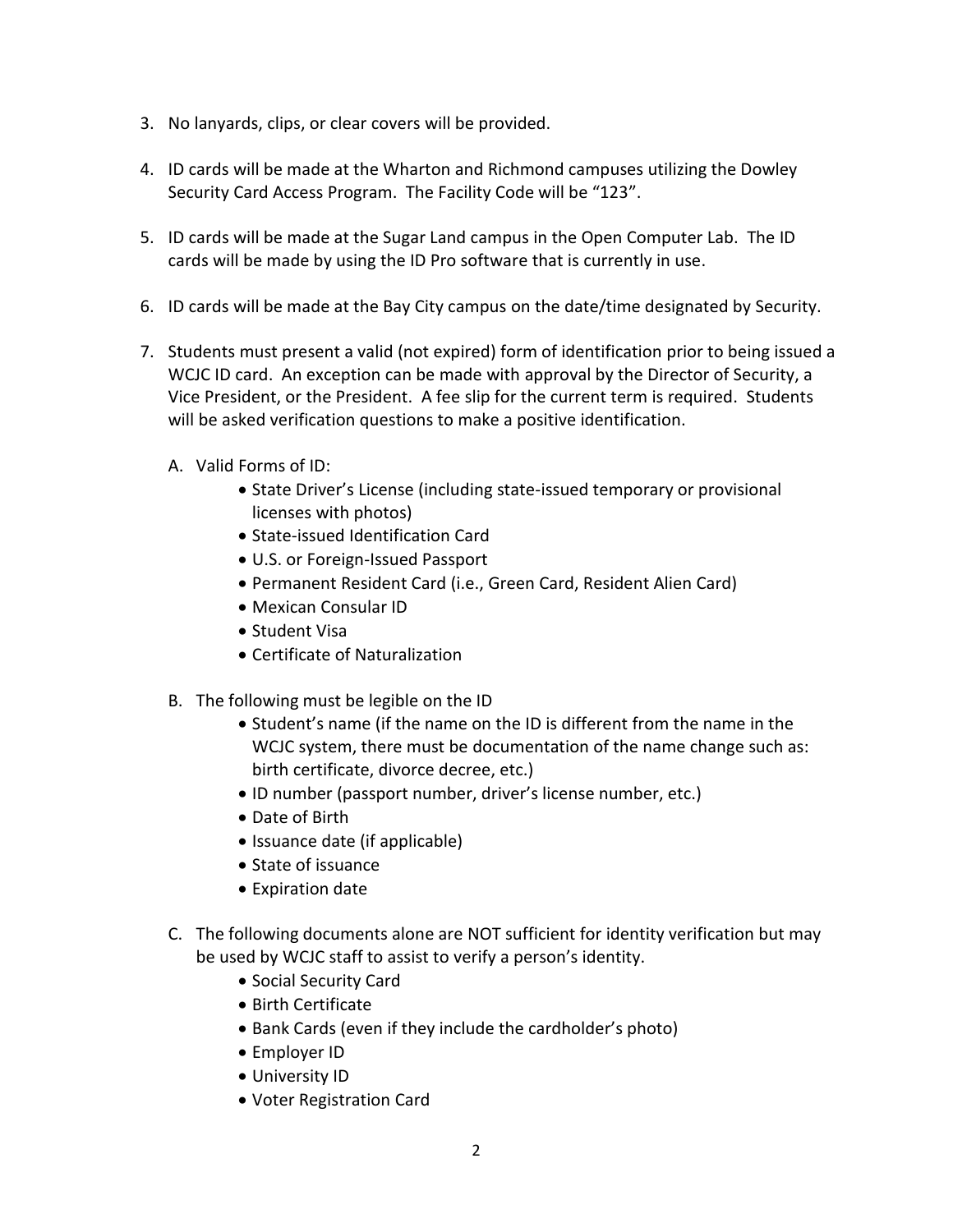3. No lanyards, clips, or clear covers will be provided.

4. ID cards will be made at the Wharton and Richmond campuses utilizing the Dowley Security Card Access Program. The Facility Code will be "123".

5. ID cards will be made at the Sugar Land campus in the Open Computer Lab. The ID cards will be made by using the ID Pro software that is currently in use.

6. ID cards will be made at the Bay City campus on the date/time designated by Security.

7. Students must present a valid (not expired) form of identification prior to being issued a WCJC ID card. An exception can be made with approval by the Director of Security, a Vice President, or the President. A fee slip for the current term is required. Students will be asked verification questions to make a positive identification.

   A. Valid Forms of ID:
      - State Driver's License (including state-issued temporary or provisional licenses with photos)
      - State-issued Identification Card
      - U.S. or Foreign-Issued Passport
      - Permanent Resident Card (i.e., Green Card, Resident Alien Card)
      - Mexican Consular ID
      - Student Visa
      - Certificate of Naturalization

   B. The following must be legible on the ID
      - Student's name (if the name on the ID is different from the name in the WCJC system, there must be documentation of the name change such as: birth certificate, divorce decree, etc.)
      - ID number (passport number, driver's license number, etc.)
      - Date of Birth
      - Issuance date (if applicable)
      - State of issuance
      - Expiration date

   C. The following documents alone are NOT sufficient for identity verification but may be used by WCJC staff to assist to verify a person's identity.
      - Social Security Card
      - Birth Certificate
      - Bank Cards (even if they include the cardholder's photo)
      - Employer ID
      - University ID
      - Voter Registration Card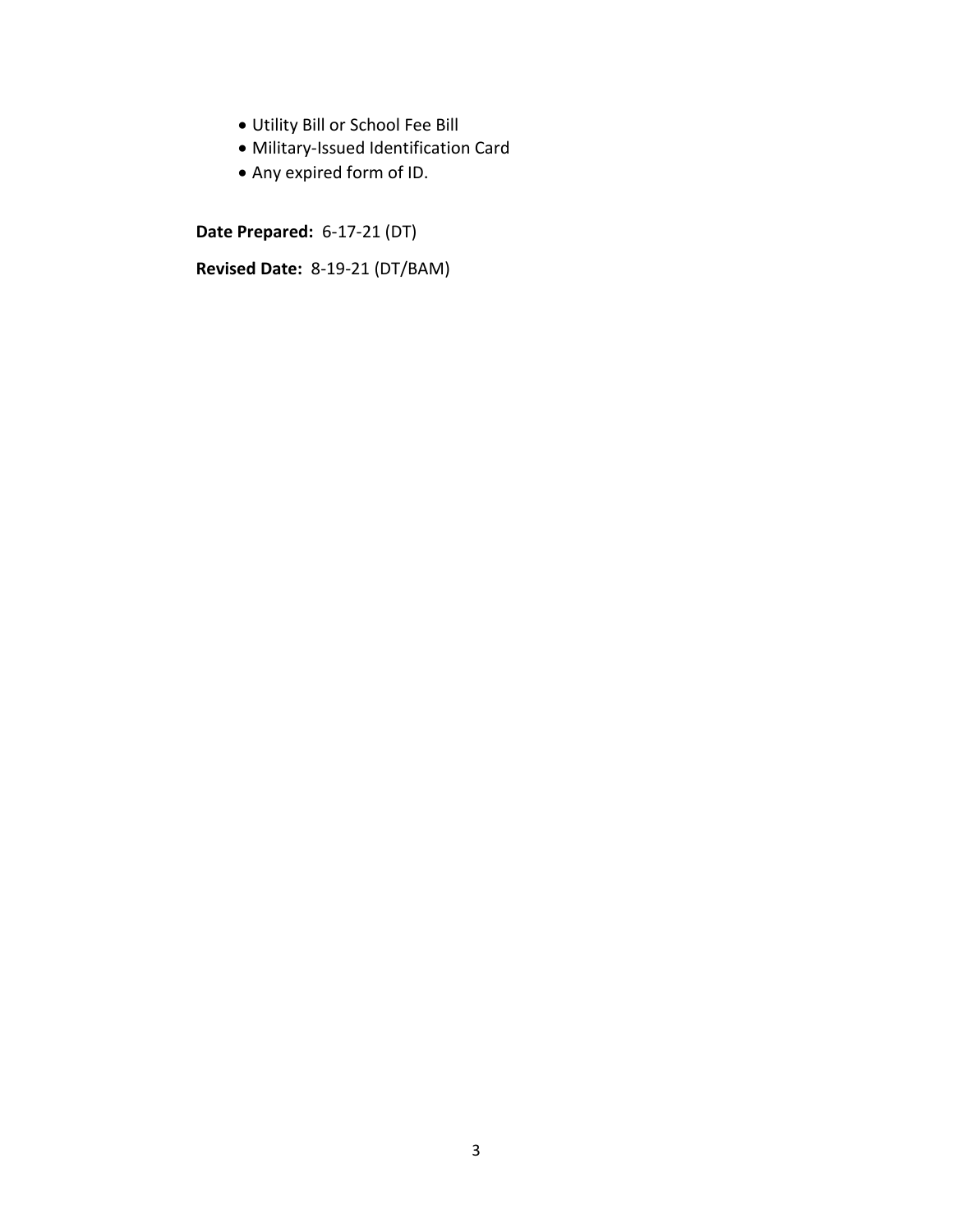- Utility Bill or School Fee Bill
- Military-Issued Identification Card
- Any expired form of ID.

**Date Prepared:** 6-17-21 (DT)

**Revised Date:** 8-19-21 (DT/BAM)